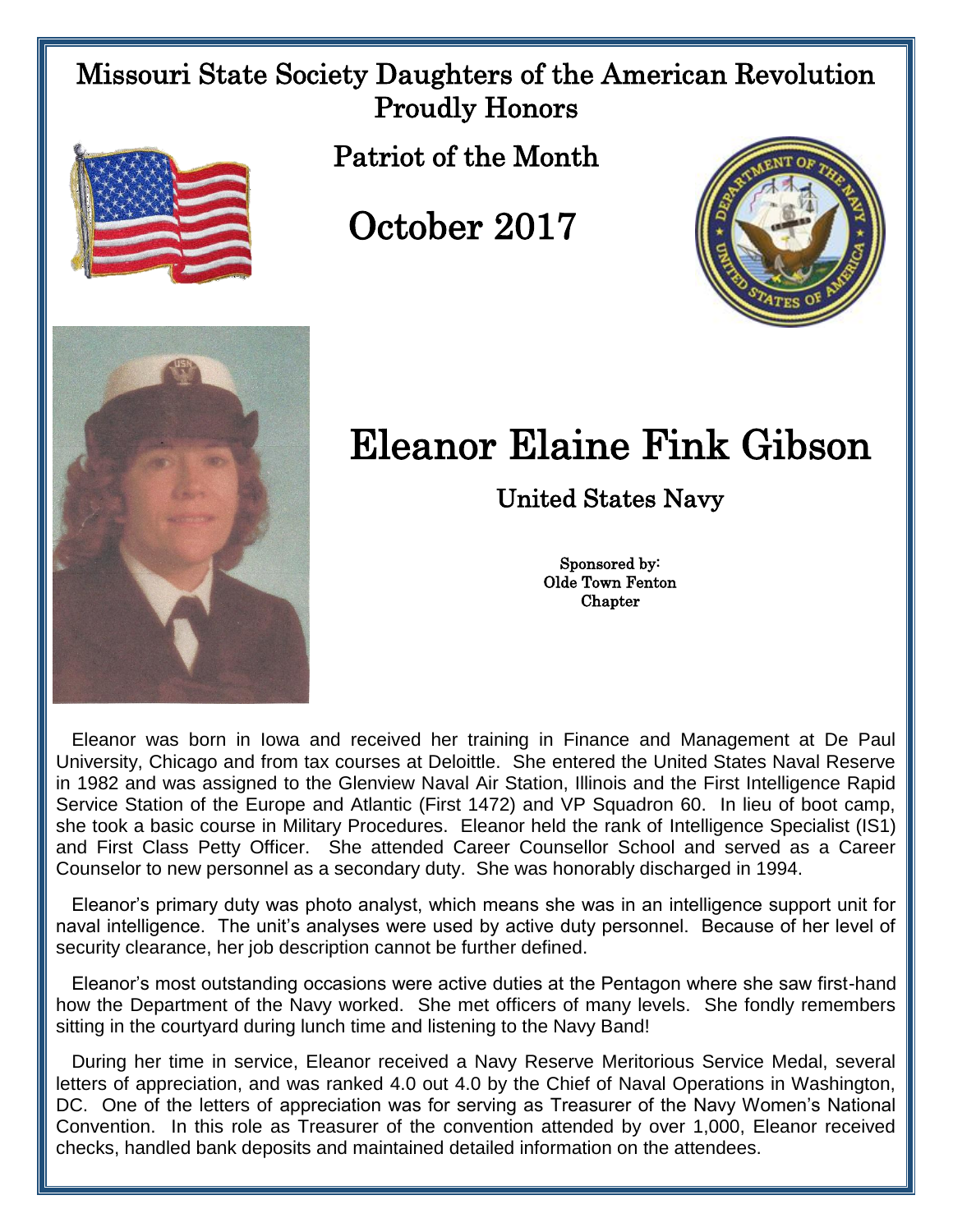# Missouri State Society Daughters of the American Revolution Proudly Honors

## Patriot of the Month

## October 2017

# Eleanor Elaine Fink Gibson

### United States Navy

Sponsored by:
Olde Town Fenton
Chapter

Eleanor was born in Iowa and received her training in Finance and Management at De Paul University, Chicago and from tax courses at Deloittle. She entered the United States Naval Reserve in 1982 and was assigned to the Glenview Naval Air Station, Illinois and the First Intelligence Rapid Service Station of the Europe and Atlantic (First 1472) and VP Squadron 60. In lieu of boot camp, she took a basic course in Military Procedures. Eleanor held the rank of Intelligence Specialist (IS1) and First Class Petty Officer. She attended Career Counsellor School and served as a Career Counselor to new personnel as a secondary duty. She was honorably discharged in 1994.

Eleanor's primary duty was photo analyst, which means she was in an intelligence support unit for naval intelligence. The unit's analyses were used by active duty personnel. Because of her level of security clearance, her job description cannot be further defined.

Eleanor's most outstanding occasions were active duties at the Pentagon where she saw first-hand how the Department of the Navy worked. She met officers of many levels. She fondly remembers sitting in the courtyard during lunch time and listening to the Navy Band!

During her time in service, Eleanor received a Navy Reserve Meritorious Service Medal, several letters of appreciation, and was ranked 4.0 out 4.0 by the Chief of Naval Operations in Washington, DC. One of the letters of appreciation was for serving as Treasurer of the Navy Women's National Convention. In this role as Treasurer of the convention attended by over 1,000, Eleanor received checks, handled bank deposits and maintained detailed information on the attendees.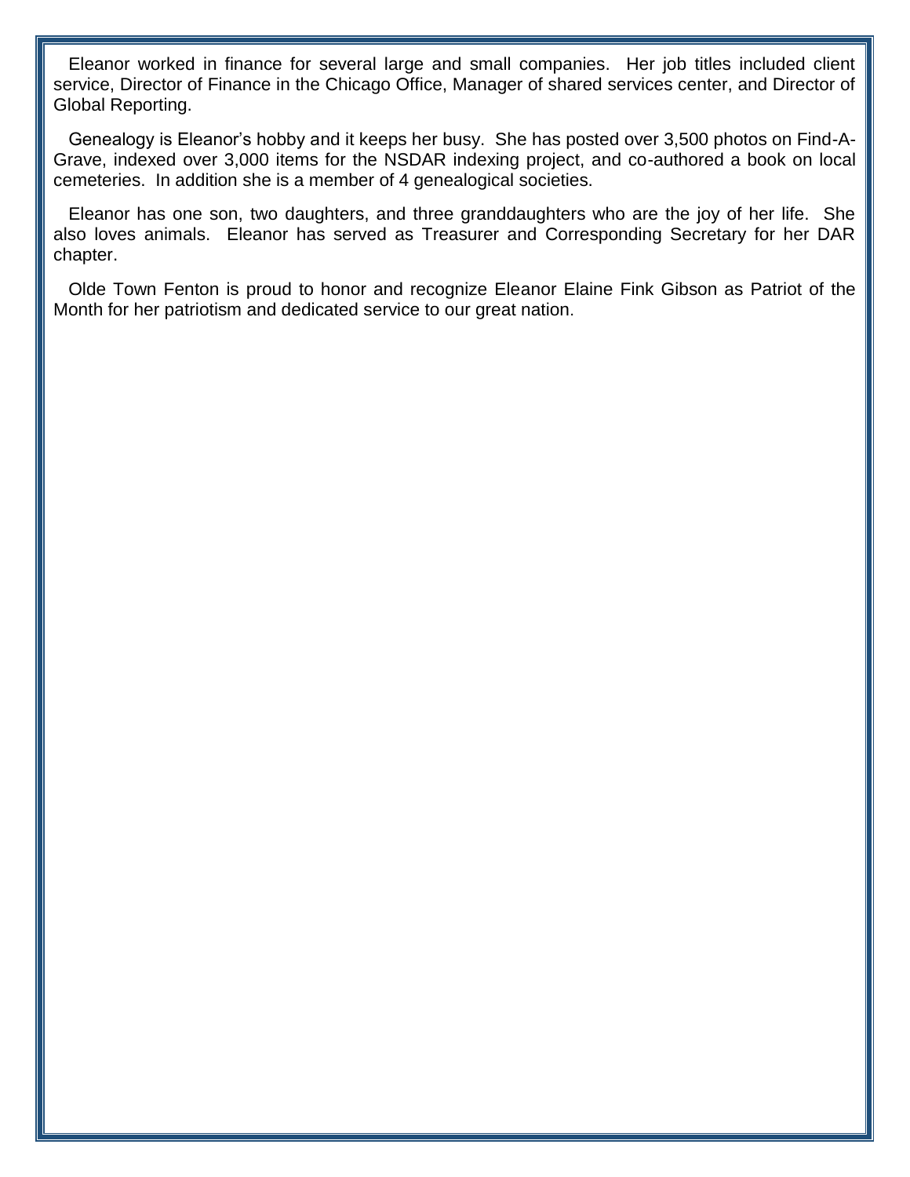Eleanor worked in finance for several large and small companies. Her job titles included client service, Director of Finance in the Chicago Office, Manager of shared services center, and Director of Global Reporting.

Genealogy is Eleanor's hobby and it keeps her busy. She has posted over 3,500 photos on Find-A-Grave, indexed over 3,000 items for the NSDAR indexing project, and co-authored a book on local cemeteries. In addition she is a member of 4 genealogical societies.

Eleanor has one son, two daughters, and three granddaughters who are the joy of her life. She also loves animals. Eleanor has served as Treasurer and Corresponding Secretary for her DAR chapter.

Olde Town Fenton is proud to honor and recognize Eleanor Elaine Fink Gibson as Patriot of the Month for her patriotism and dedicated service to our great nation.